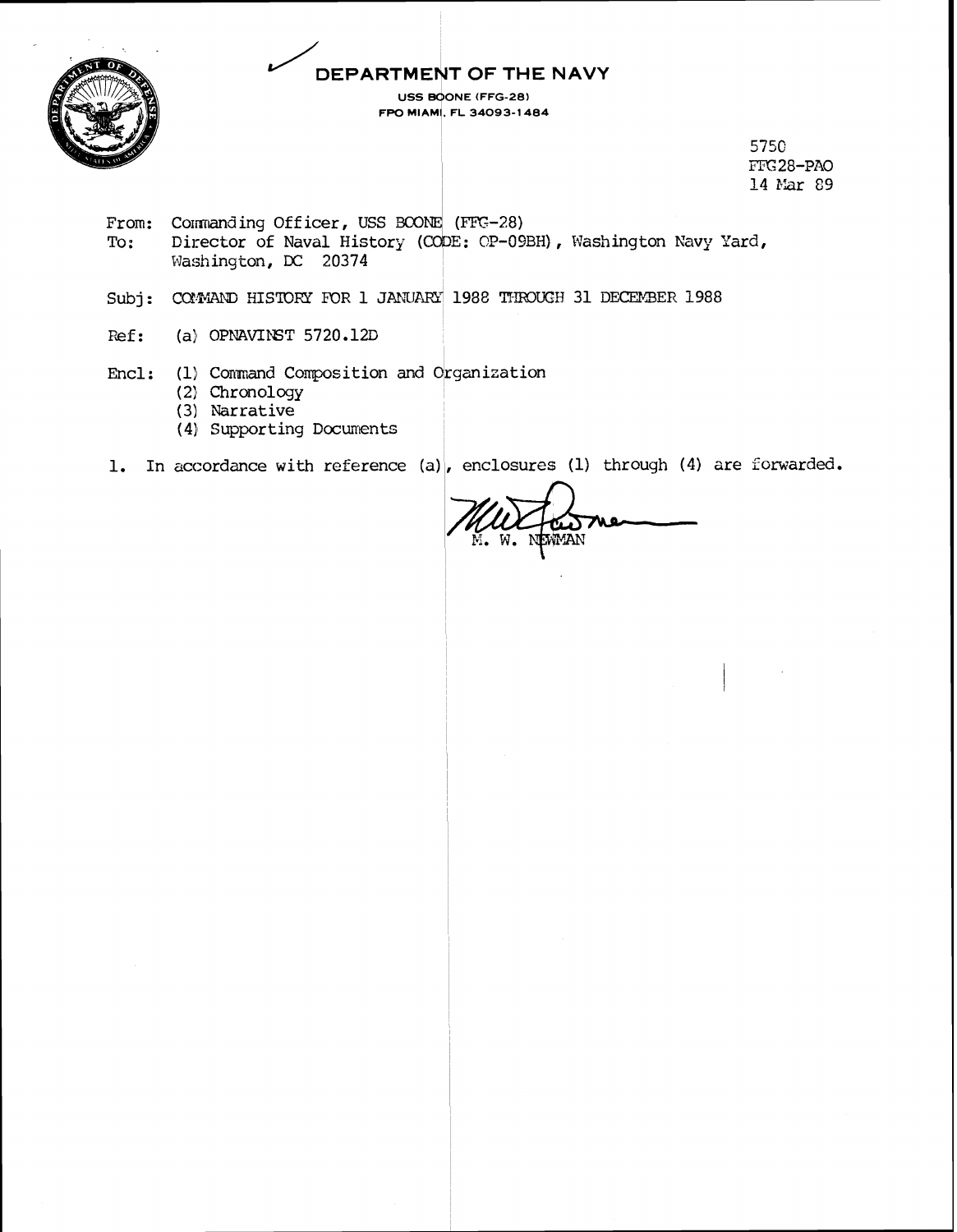# DEPARTMENT OF THE NAVY

USS BOONE (FFG-28)
FPO MIAMI, FL 34093-1484

5750
FFG28-PAO
14 Mar 89

From: Commanding Officer, USS BOONE (FFG-28)
To: Director of Naval History (CODE: OP-09BH), Washington Navy Yard, Washington, DC 20374

Subj: COMMAND HISTORY FOR 1 JANUARY 1988 THROUGH 31 DECEMBER 1988

Ref: (a) OPNAVINST 5720.12D

Encl: (1) Command Composition and Organization
(2) Chronology
(3) Narrative
(4) Supporting Documents

1. In accordance with reference (a), enclosures (1) through (4) are forwarded.

M. W. NEWMAN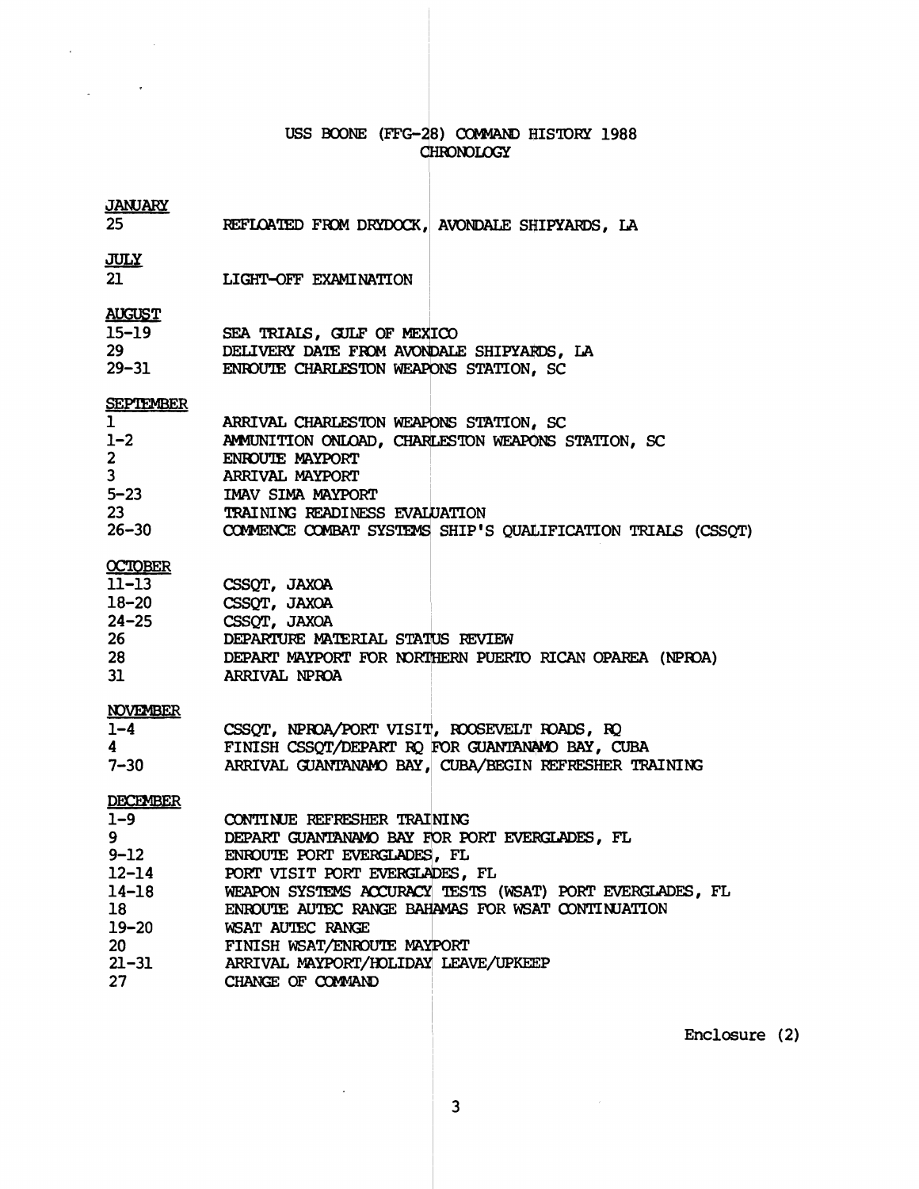# USS BOONE (FFG-28) COMMAND HISTORY 1988
## CHRONOLOGY

**JANUARY**

| | |
|---|---|
| 25 | REFLOATED FROM DRYDOCK, AVONDALE SHIPYARDS, LA |

**JULY**

| | |
|---|---|
| 21 | LIGHT-OFF EXAMINATION |

**AUGUST**

| | |
|---|---|
| 15-19 | SEA TRIALS, GULF OF MEXICO |
| 29 | DELIVERY DATE FROM AVONDALE SHIPYARDS, LA |
| 29-31 | ENROUTE CHARLESTON WEAPONS STATION, SC |

**SEPTEMBER**

| | |
|---|---|
| 1 | ARRIVAL CHARLESTON WEAPONS STATION, SC |
| 1-2 | AMMUNITION ONLOAD, CHARLESTON WEAPONS STATION, SC |
| 2 | ENROUTE MAYPORT |
| 3 | ARRIVAL MAYPORT |
| 5-23 | IMAV SIMA MAYPORT |
| 23 | TRAINING READINESS EVALUATION |
| 26-30 | COMMENCE COMBAT SYSTEMS SHIP'S QUALIFICATION TRIALS (CSSQT) |

**OCTOBER**

| | |
|---|---|
| 11-13 | CSSQT, JAXOA |
| 18-20 | CSSQT, JAXOA |
| 24-25 | CSSQT, JAXOA |
| 26 | DEPARTURE MATERIAL STATUS REVIEW |
| 28 | DEPART MAYPORT FOR NORTHERN PUERTO RICAN OPAREA (NPROA) |
| 31 | ARRIVAL NPROA |

**NOVEMBER**

| | |
|---|---|
| 1-4 | CSSQT, NPROA/PORT VISIT, ROOSEVELT ROADS, RQ |
| 4 | FINISH CSSQT/DEPART RQ FOR GUANTANAMO BAY, CUBA |
| 7-30 | ARRIVAL GUANTANAMO BAY, CUBA/BEGIN REFRESHER TRAINING |

**DECEMBER**

| | |
|---|---|
| 1-9 | CONTINUE REFRESHER TRAINING |
| 9 | DEPART GUANTANAMO BAY FOR PORT EVERGLADES, FL |
| 9-12 | ENROUTE PORT EVERGLADES, FL |
| 12-14 | PORT VISIT PORT EVERGLADES, FL |
| 14-18 | WEAPON SYSTEMS ACCURACY TESTS (WSAT) PORT EVERGLADES, FL |
| 18 | ENROUTE AUTEC RANGE BAHAMAS FOR WSAT CONTINUATION |
| 19-20 | WSAT AUTEC RANGE |
| 20 | FINISH WSAT/ENROUTE MAYPORT |
| 21-31 | ARRIVAL MAYPORT/HOLIDAY LEAVE/UPKEEP |
| 27 | CHANGE OF COMMAND |

Enclosure (2)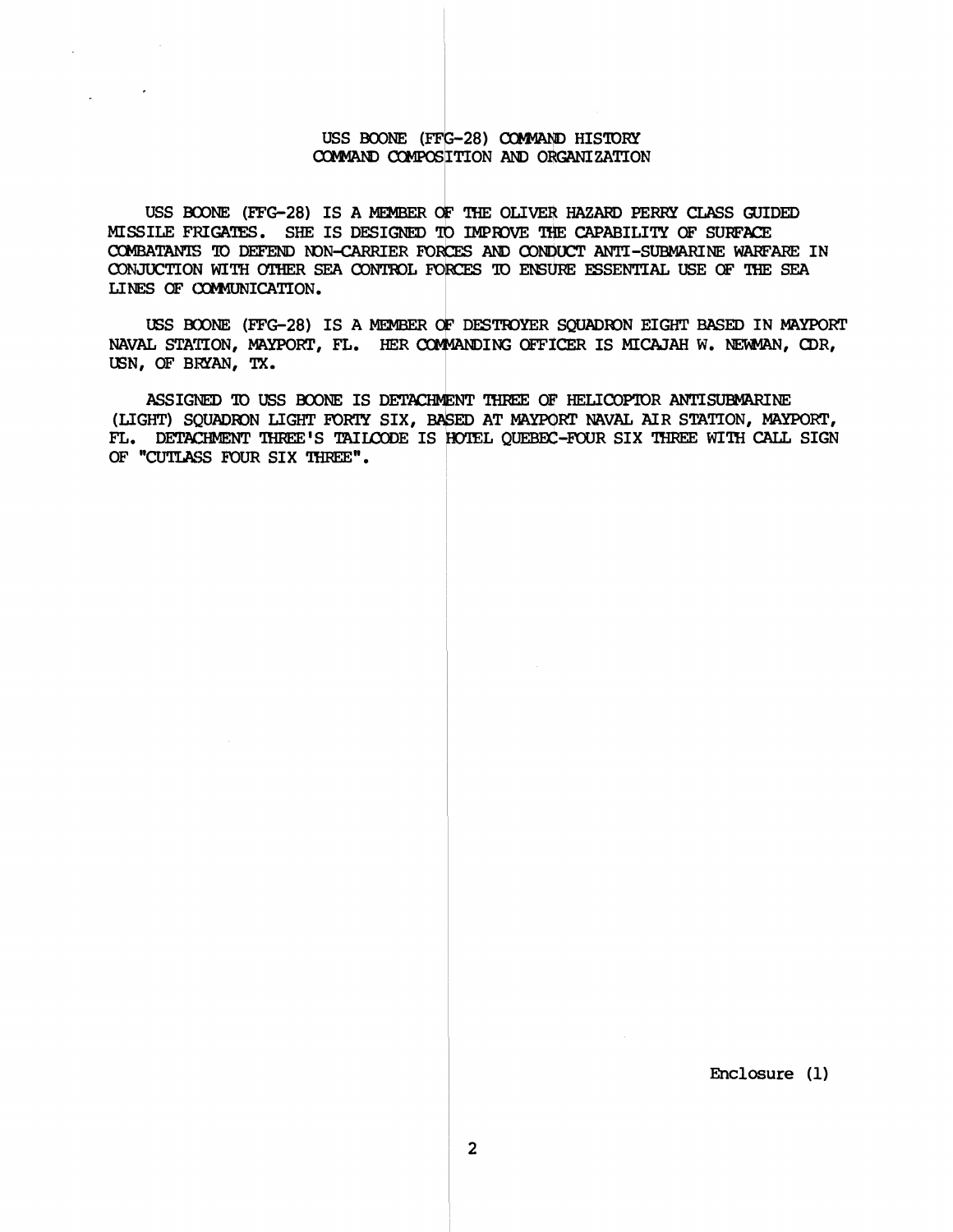# USS BOONE (FFG-28) COMMAND HISTORY
## COMMAND COMPOSITION AND ORGANIZATION

USS BOONE (FFG-28) IS A MEMBER OF THE OLIVER HAZARD PERRY CLASS GUIDED MISSILE FRIGATES. SHE IS DESIGNED TO IMPROVE THE CAPABILITY OF SURFACE COMBATANTS TO DEFEND NON-CARRIER FORCES AND CONDUCT ANTI-SUBMARINE WARFARE IN CONJUCTION WITH OTHER SEA CONTROL FORCES TO ENSURE ESSENTIAL USE OF THE SEA LINES OF COMMUNICATION.

USS BOONE (FFG-28) IS A MEMBER OF DESTROYER SQUADRON EIGHT BASED IN MAYPORT NAVAL STATION, MAYPORT, FL. HER COMMANDING OFFICER IS MICAJAH W. NEWMAN, CDR, USN, OF BRYAN, TX.

ASSIGNED TO USS BOONE IS DETACHMENT THREE OF HELICOPTOR ANTISUBMARINE (LIGHT) SQUADRON LIGHT FORTY SIX, BASED AT MAYPORT NAVAL AIR STATION, MAYPORT, FL. DETACHMENT THREE'S TAILCODE IS HOTEL QUEBEC-FOUR SIX THREE WITH CALL SIGN OF "CUTLASS FOUR SIX THREE".

Enclosure (1)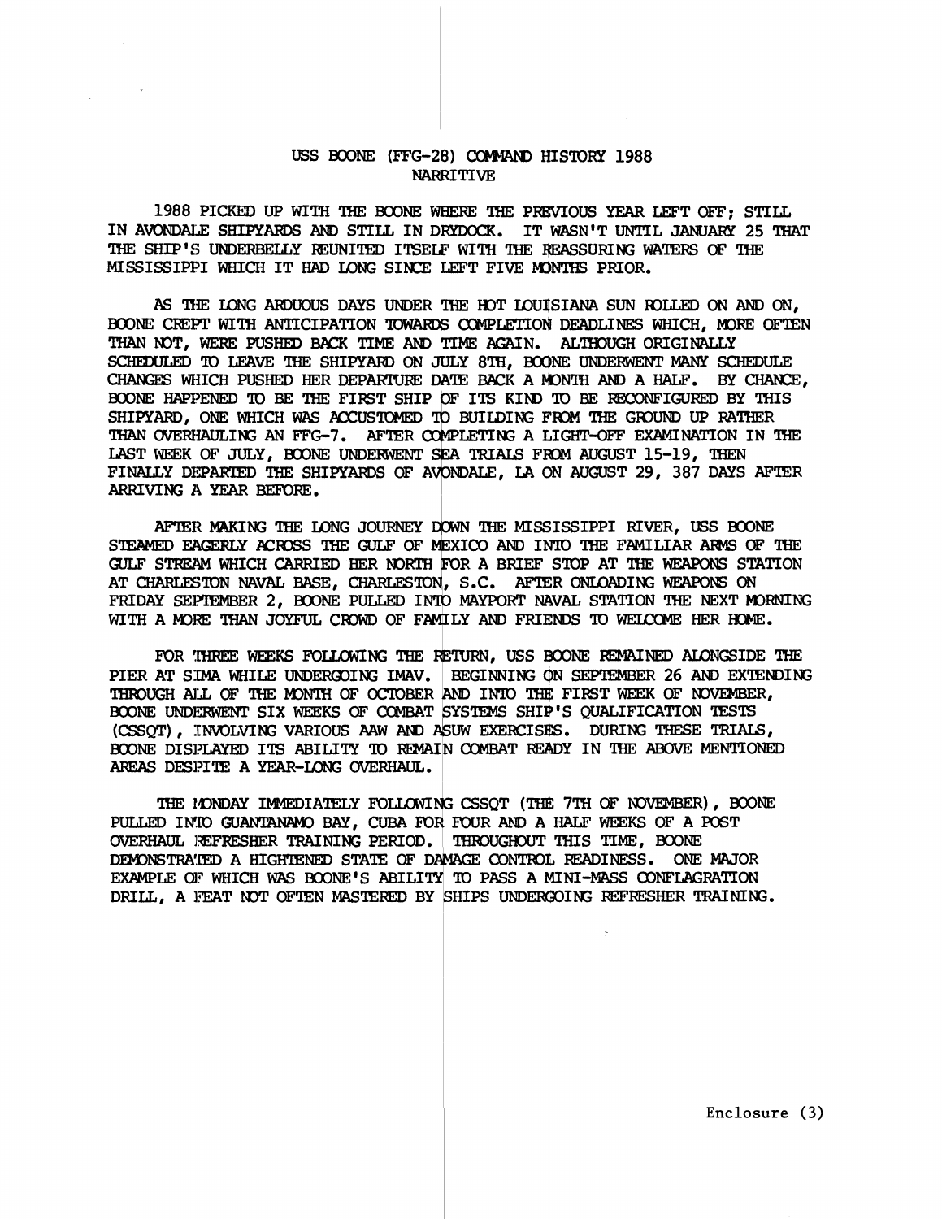# USS BOONE (FFG-28) COMMAND HISTORY 1988
## NARRITIVE

1988 PICKED UP WITH THE BOONE WHERE THE PREVIOUS YEAR LEFT OFF; STILL IN AVONDALE SHIPYARDS AND STILL IN DRYDOCK. IT WASN'T UNTIL JANUARY 25 THAT THE SHIP'S UNDERBELLY REUNITED ITSELF WITH THE REASSURING WATERS OF THE MISSISSIPPI WHICH IT HAD LONG SINCE LEFT FIVE MONTHS PRIOR.

AS THE LONG ARDUOUS DAYS UNDER THE HOT LOUISIANA SUN ROLLED ON AND ON, BOONE CREPT WITH ANTICIPATION TOWARDS COMPLETION DEADLINES WHICH, MORE OFTEN THAN NOT, WERE PUSHED BACK TIME AND TIME AGAIN. ALTHOUGH ORIGINALLY SCHEDULED TO LEAVE THE SHIPYARD ON JULY 8TH, BOONE UNDERWENT MANY SCHEDULE CHANGES WHICH PUSHED HER DEPARTURE DATE BACK A MONTH AND A HALF. BY CHANCE, BOONE HAPPENED TO BE THE FIRST SHIP OF ITS KIND TO BE RECONFIGURED BY THIS SHIPYARD, ONE WHICH WAS ACCUSTOMED TO BUILDING FROM THE GROUND UP RATHER THAN OVERHAULING AN FFG-7. AFTER COMPLETING A LIGHT-OFF EXAMINATION IN THE LAST WEEK OF JULY, BOONE UNDERWENT SEA TRIALS FROM AUGUST 15-19, THEN FINALLY DEPARTED THE SHIPYARDS OF AVONDALE, LA ON AUGUST 29, 387 DAYS AFTER ARRIVING A YEAR BEFORE.

AFTER MAKING THE LONG JOURNEY DOWN THE MISSISSIPPI RIVER, USS BOONE STEAMED EAGERLY ACROSS THE GULF OF MEXICO AND INTO THE FAMILIAR ARMS OF THE GULF STREAM WHICH CARRIED HER NORTH FOR A BRIEF STOP AT THE WEAPONS STATION AT CHARLESTON NAVAL BASE, CHARLESTON, S.C. AFTER ONLOADING WEAPONS ON FRIDAY SEPTEMBER 2, BOONE PULLED INTO MAYPORT NAVAL STATION THE NEXT MORNING WITH A MORE THAN JOYFUL CROWD OF FAMILY AND FRIENDS TO WELCOME HER HOME.

FOR THREE WEEKS FOLLOWING THE RETURN, USS BOONE REMAINED ALONGSIDE THE PIER AT SIMA WHILE UNDERGOING IMAV. BEGINNING ON SEPTEMBER 26 AND EXTENDING THROUGH ALL OF THE MONTH OF OCTOBER AND INTO THE FIRST WEEK OF NOVEMBER, BOONE UNDERWENT SIX WEEKS OF COMBAT SYSTEMS SHIP'S QUALIFICATION TESTS (CSSQT), INVOLVING VARIOUS AAW AND ASUW EXERCISES. DURING THESE TRIALS, BOONE DISPLAYED ITS ABILITY TO REMAIN COMBAT READY IN THE ABOVE MENTIONED AREAS DESPITE A YEAR-LONG OVERHAUL.

THE MONDAY IMMEDIATELY FOLLOWING CSSQT (THE 7TH OF NOVEMBER), BOONE PULLED INTO GUANTANAMO BAY, CUBA FOR FOUR AND A HALF WEEKS OF A POST OVERHAUL REFRESHER TRAINING PERIOD. THROUGHOUT THIS TIME, BOONE DEMONSTRATED A HIGHTENED STATE OF DAMAGE CONTROL READINESS. ONE MAJOR EXAMPLE OF WHICH WAS BOONE'S ABILITY TO PASS A MINI-MASS CONFLAGRATION DRILL, A FEAT NOT OFTEN MASTERED BY SHIPS UNDERGOING REFRESHER TRAINING.

Enclosure (3)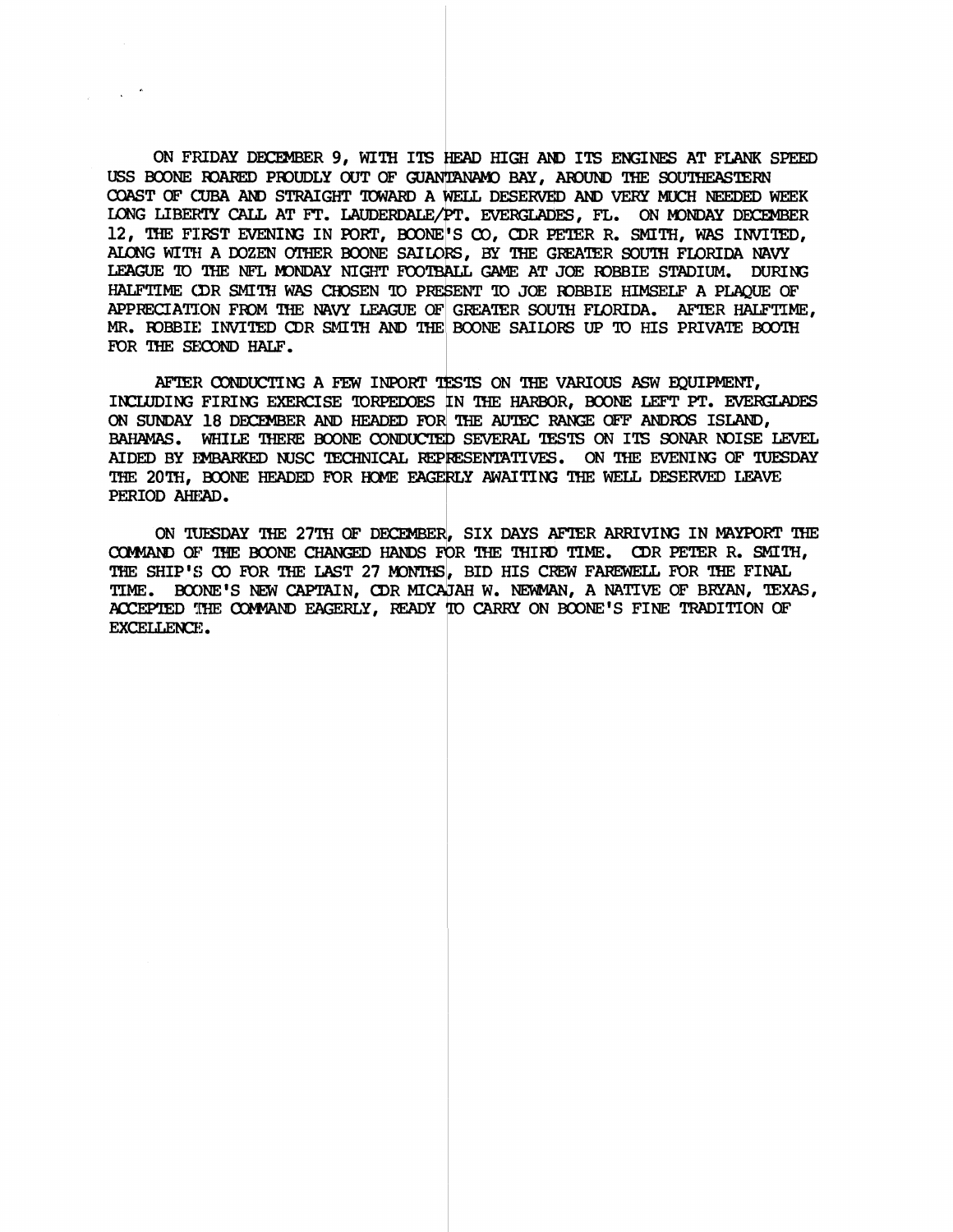ON FRIDAY DECEMBER 9, WITH ITS HEAD HIGH AND ITS ENGINES AT FLANK SPEED USS BOONE ROARED PROUDLY OUT OF GUANTANAMO BAY, AROUND THE SOUTHEASTERN COAST OF CUBA AND STRAIGHT TOWARD A WELL DESERVED AND VERY MUCH NEEDED WEEK LONG LIBERTY CALL AT FT. LAUDERDALE/PT. EVERGLADES, FL. ON MONDAY DECEMBER 12, THE FIRST EVENING IN PORT, BOONE'S CO, CDR PETER R. SMITH, WAS INVITED, ALONG WITH A DOZEN OTHER BOONE SAILORS, BY THE GREATER SOUTH FLORIDA NAVY LEAGUE TO THE NFL MONDAY NIGHT FOOTBALL GAME AT JOE ROBBIE STADIUM. DURING HALFTIME CDR SMITH WAS CHOSEN TO PRESENT TO JOE ROBBIE HIMSELF A PLAQUE OF APPRECIATION FROM THE NAVY LEAGUE OF GREATER SOUTH FLORIDA. AFTER HALFTIME, MR. ROBBIE INVITED CDR SMITH AND THE BOONE SAILORS UP TO HIS PRIVATE BOOTH FOR THE SECOND HALF.

AFTER CONDUCTING A FEW INPORT TESTS ON THE VARIOUS ASW EQUIPMENT, INCLUDING FIRING EXERCISE TORPEDOES IN THE HARBOR, BOONE LEFT PT. EVERGLADES ON SUNDAY 18 DECEMBER AND HEADED FOR THE AUTEC RANGE OFF ANDROS ISLAND, BAHAMAS. WHILE THERE BOONE CONDUCTED SEVERAL TESTS ON ITS SONAR NOISE LEVEL AIDED BY EMBARKED NUSC TECHNICAL REPRESENTATIVES. ON THE EVENING OF TUESDAY THE 20TH, BOONE HEADED FOR HOME EAGERLY AWAITING THE WELL DESERVED LEAVE PERIOD AHEAD.

ON TUESDAY THE 27TH OF DECEMBER, SIX DAYS AFTER ARRIVING IN MAYPORT THE COMMAND OF THE BOONE CHANGED HANDS FOR THE THIRD TIME. CDR PETER R. SMITH, THE SHIP'S CO FOR THE LAST 27 MONTHS, BID HIS CREW FAREWELL FOR THE FINAL TIME. BOONE'S NEW CAPTAIN, CDR MICAJAH W. NEWMAN, A NATIVE OF BRYAN, TEXAS, ACCEPTED THE COMMAND EAGERLY, READY TO CARRY ON BOONE'S FINE TRADITION OF EXCELLENCE.